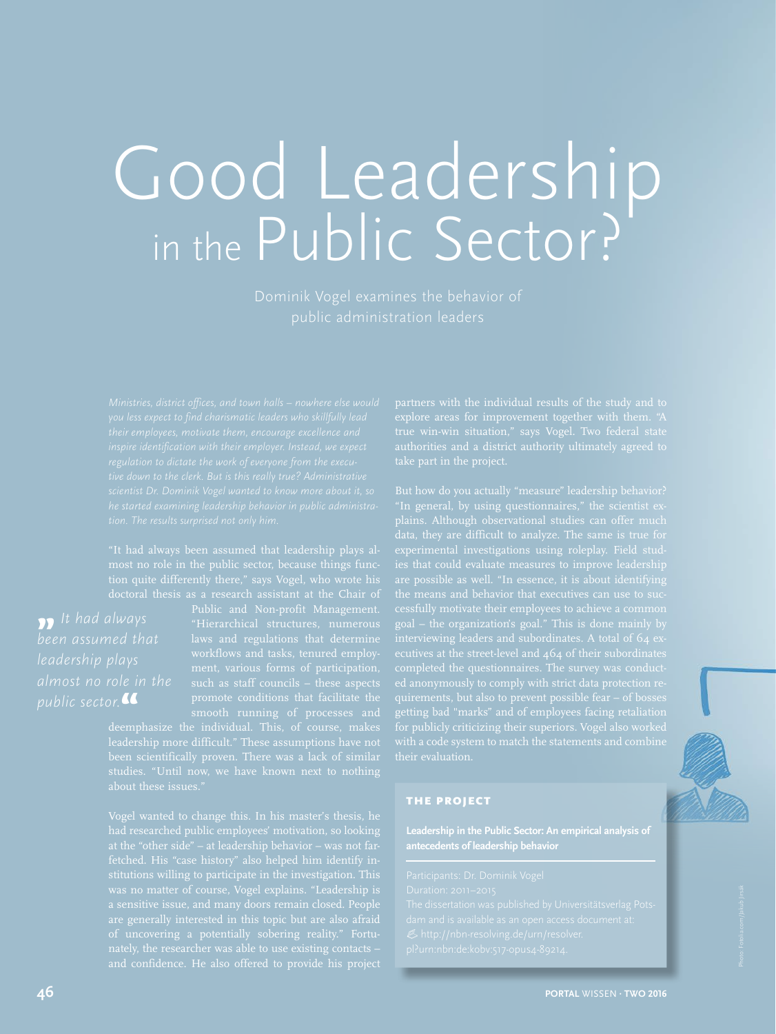# Good Leadership in the Public Sector?

Dominik Vogel examines the behavior of public administration leaders

*Ministries, district offices, and town halls – nowhere else would you less expect to find charismatic leaders who skillfully lead their employees, motivate them, encourage excellence and inspire identification with their employer. Instead, we expect regulation to dictate the work of everyone from the executive down to the clerk. But is this really true? Administrative scientist Dr. Dominik Vogel wanted to know more about it, so he started examining leadership behavior in public administration. The results surprised not only him.*

"It had always been assumed that leadership plays almost no role in the public sector, because things function quite differently there," says Vogel, who wrote his doctoral thesis as a research assistant at the Chair of Public and Non-profit Management. "Hierarchical structures, numerous laws and regulations that determine workflows and tasks, tenured employment, various forms of participation, such as staff councils – these aspects promote conditions that facilitate the smooth running of processes and deemphasize the individual. This, of course, makes leadership more difficult." These assumptions have not been scientifically proven. There was a lack of similar studies. "Until now, we have known next to nothing about these issues."

*» It had always been assumed that leadership plays almost no role in the public sector. «*

Vogel wanted to change this. In his master's thesis, he had researched public employees' motivation, so looking at the "other side" – at leadership behavior – was not far-fetched. His "case history" also helped him identify institutions willing to participate in the investigation. This was no matter of course, Vogel explains. "Leadership is a sensitive issue, and many doors remain closed. People are generally interested in this topic but are also afraid of uncovering a potentially sobering reality." Fortunately, the researcher was able to use existing contacts – and confidence. He also offered to provide his project partners with the individual results of the study and to explore areas for improvement together with them. "A true win-win situation," says Vogel. Two federal state authorities and a district authority ultimately agreed to take part in the project.

But how do you actually "measure" leadership behavior? "In general, by using questionnaires," the scientist explains. Although observational studies can offer much data, they are difficult to analyze. The same is true for experimental investigations using roleplay. Field studies that could evaluate measures to improve leadership are possible as well. "In essence, it is about identifying the means and behavior that executives can use to successfully motivate their employees to achieve a common goal – the organization's goal." This is done mainly by interviewing leaders and subordinates. A total of 64 executives at the street-level and 464 of their subordinates completed the questionnaires. The survey was conducted anonymously to comply with strict data protection requirements, but also to prevent possible fear – of bosses getting bad "marks" and of employees facing retaliation for publicly criticizing their superiors. Vogel also worked with a code system to match the statements and combine their evaluation.

### THE PROJECT

**Leadership in the Public Sector: An empirical analysis of antecedents of leadership behavior**

Participants: Dr. Dominik Vogel
Duration: 2011–2015
The dissertation was published by Universitätsverlag Potsdam and is available as an open access document at: http://nbn-resolving.de/urn/resolver.pl?urn:nbn:de:kobv:517-opus4-89214.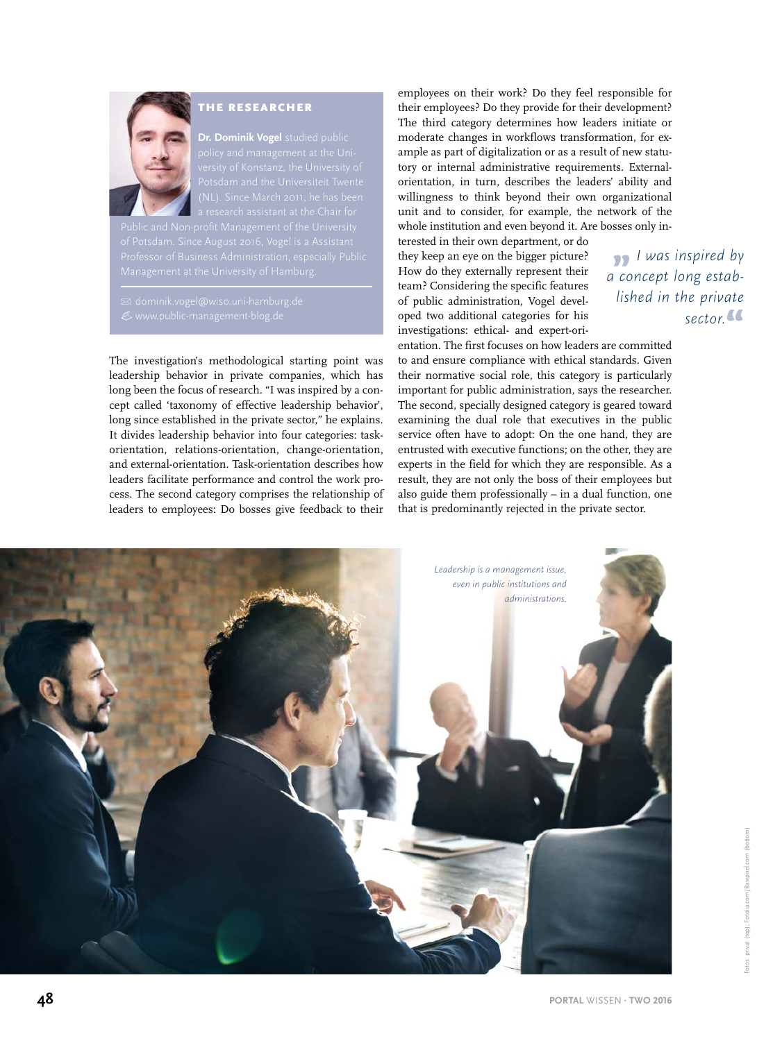### THE RESEARCHER

**Dr. Dominik Vogel** studied public policy and management at the University of Konstanz, the University of Potsdam and the Universiteit Twente (NL). Since March 2011, he has been a research assistant at the Chair for Public and Non-profit Management of the University of Potsdam. Since August 2016, Vogel is a Assistant Professor of Business Administration, especially Public Management at the University of Hamburg.

✉ dominik.vogel@wiso.uni-hamburg.de
www.public-management-blog.de

The investigation's methodological starting point was leadership behavior in private companies, which has long been the focus of research. "I was inspired by a concept called 'taxonomy of effective leadership behavior', long since established in the private sector," he explains. It divides leadership behavior into four categories: task-orientation, relations-orientation, change-orientation, and external-orientation. Task-orientation describes how leaders facilitate performance and control the work process. The second category comprises the relationship of leaders to employees: Do bosses give feedback to their employees on their work? Do they feel responsible for their employees? Do they provide for their development? The third category determines how leaders initiate or moderate changes in workflows transformation, for example as part of digitalization or as a result of new statutory or internal administrative requirements. External-orientation, in turn, describes the leaders' ability and willingness to think beyond their own organizational unit and to consider, for example, the network of the whole institution and even beyond it. Are bosses only interested in their own department, or do they keep an eye on the bigger picture? How do they externally represent their team? Considering the specific features of public administration, Vogel developed two additional categories for his investigations: ethical- and expert-orientation. The first focuses on how leaders are committed to and ensure compliance with ethical standards. Given their normative social role, this category is particularly important for public administration, says the researcher. The second, specially designed category is geared toward examining the dual role that executives in the public service often have to adopt: On the one hand, they are entrusted with executive functions; on the other, they are experts in the field for which they are responsible. As a result, they are not only the boss of their employees but also guide them professionally – in a dual function, one that is predominantly rejected in the private sector.

> *I was inspired by a concept long established in the private sector.*

*Leadership is a management issue, even in public institutions and administrations.*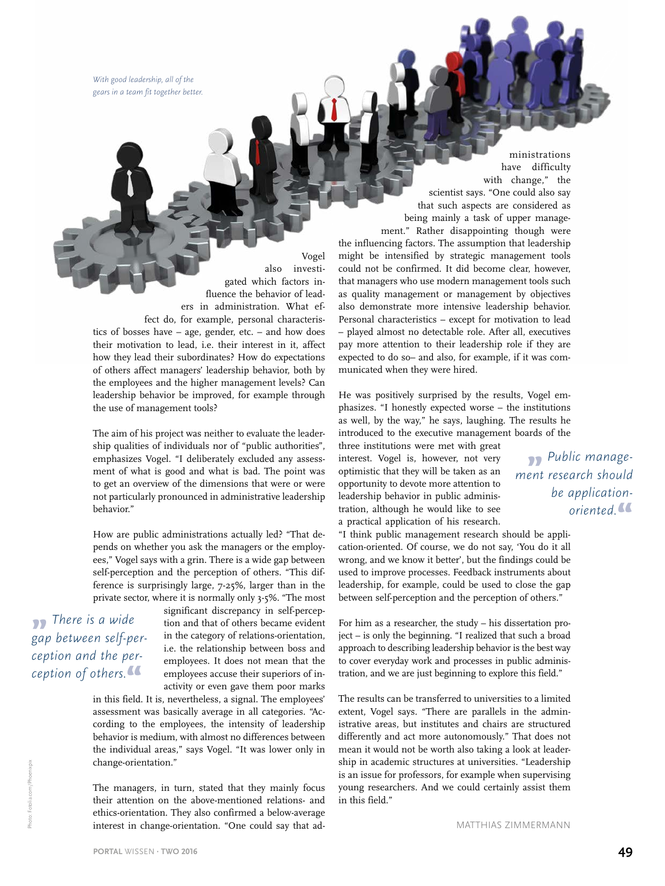*With good leadership, all of the gears in a team fit together better.*

Vogel also investigated which factors influence the behavior of leaders in administration. What effect do, for example, personal characteristics of bosses have – age, gender, etc. – and how does their motivation to lead, i.e. their interest in it, affect how they lead their subordinates? How do expectations of others affect managers' leadership behavior, both by the employees and the higher management levels? Can leadership behavior be improved, for example through the use of management tools?

The aim of his project was neither to evaluate the leadership qualities of individuals nor of "public authorities", emphasizes Vogel. "I deliberately excluded any assessment of what is good and what is bad. The point was to get an overview of the dimensions that were or were not particularly pronounced in administrative leadership behavior."

How are public administrations actually led? "That depends on whether you ask the managers or the employees," Vogel says with a grin. There is a wide gap between self-perception and the perception of others. "This difference is surprisingly large, 7-25%, larger than in the private sector, where it is normally only 3-5%. "The most significant discrepancy in self-perception and that of others became evident in the category of relations-orientation, i.e. the relationship between boss and employees. It does not mean that the employees accuse their superiors of inactivity or even gave them poor marks in this field. It is, nevertheless, a signal. The employees' assessment was basically average in all categories. "According to the employees, the intensity of leadership behavior is medium, with almost no differences between the individual areas," says Vogel. "It was lower only in change-orientation."

> *There is a wide gap between self-perception and the perception of others.*

The managers, in turn, stated that they mainly focus their attention on the above-mentioned relations- and ethics-orientation. They also confirmed a below-average interest in change-orientation. "One could say that administrations have difficulty with change," the scientist says. "One could also say that such aspects are considered as being mainly a task of upper management." Rather disappointing though were the influencing factors. The assumption that leadership might be intensified by strategic management tools could not be confirmed. It did become clear, however, that managers who use modern management tools such as quality management or management by objectives also demonstrate more intensive leadership behavior. Personal characteristics – except for motivation to lead – played almost no detectable role. After all, executives pay more attention to their leadership role if they are expected to do so– and also, for example, if it was communicated when they were hired.

He was positively surprised by the results, Vogel emphasizes. "I honestly expected worse – the institutions as well, by the way," he says, laughing. The results he introduced to the executive management boards of the three institutions were met with great interest. Vogel is, however, not very optimistic that they will be taken as an opportunity to devote more attention to leadership behavior in public administration, although he would like to see a practical application of his research. "I think public management research should be application-oriented. Of course, we do not say, 'You do it all wrong, and we know it better', but the findings could be used to improve processes. Feedback instruments about leadership, for example, could be used to close the gap between self-perception and the perception of others."

> *Public management research should be application-oriented.*

For him as a researcher, the study – his dissertation project – is only the beginning. "I realized that such a broad approach to describing leadership behavior is the best way to cover everyday work and processes in public administration, and we are just beginning to explore this field."

The results can be transferred to universities to a limited extent, Vogel says. "There are parallels in the administrative areas, but institutes and chairs are structured differently and act more autonomously." That does not mean it would not be worth also taking a look at leadership in academic structures at universities. "Leadership is an issue for professors, for example when supervising young researchers. And we could certainly assist them in this field."

MATTHIAS ZIMMERMANN

Photo: Fotolia.com/Phoenixpix